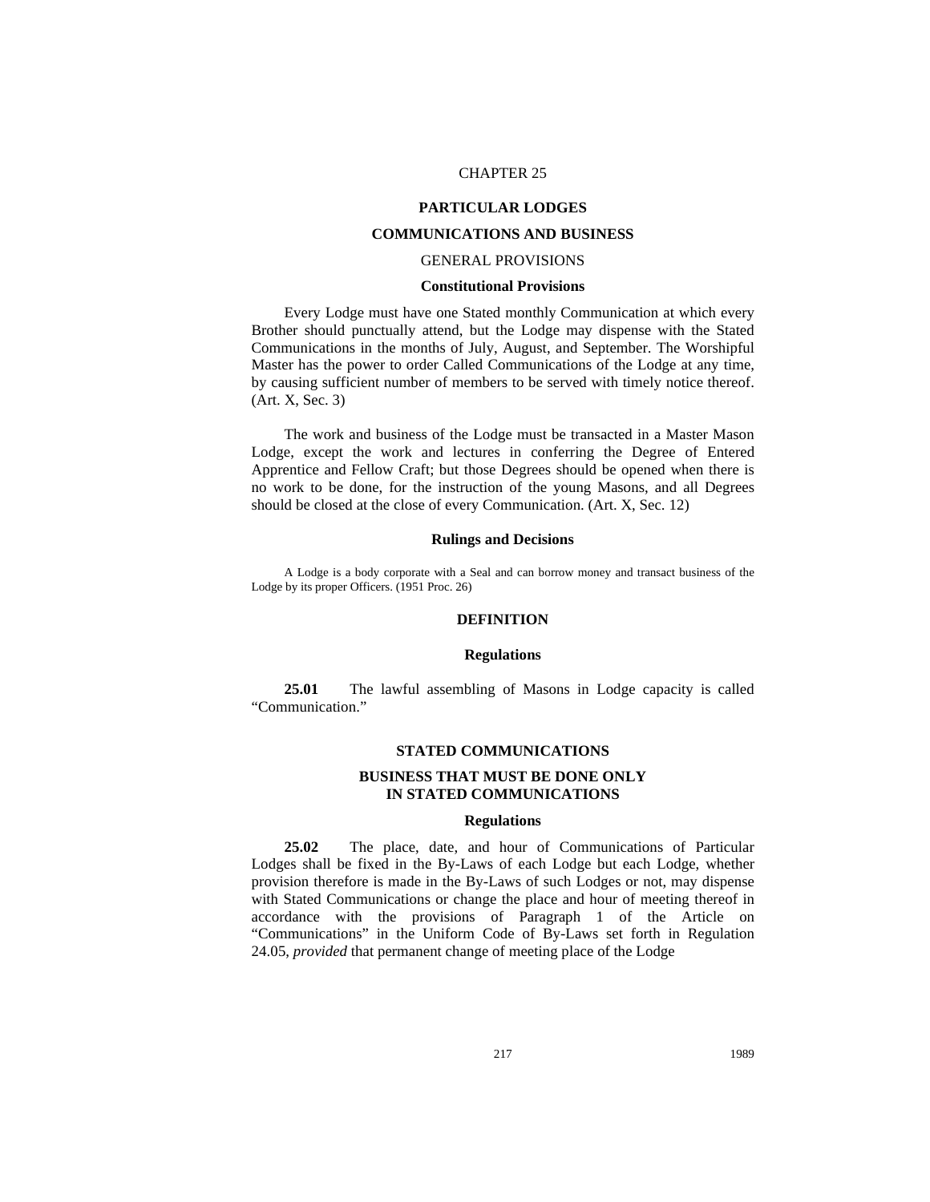# CHAPTER 25

## PARTICULAR LODGES

## COMMUNICATIONS AND BUSINESS

### GENERAL PROVISIONS

#### Constitutional Provisions

Every Lodge must have one Stated monthly Communication at which every Brother should punctually attend, but the Lodge may dispense with the Stated Communications in the months of July, August, and September. The Worshipful Master has the power to order Called Communications of the Lodge at any time, by causing sufficient number of members to be served with timely notice thereof. (Art. X, Sec. 3)

The work and business of the Lodge must be transacted in a Master Mason Lodge, except the work and lectures in conferring the Degree of Entered Apprentice and Fellow Craft; but those Degrees should be opened when there is no work to be done, for the instruction of the young Masons, and all Degrees should be closed at the close of every Communication. (Art. X, Sec. 12)

#### Rulings and Decisions

A Lodge is a body corporate with a Seal and can borrow money and transact business of the Lodge by its proper Officers. (1951 Proc. 26)

### DEFINITION

#### Regulations

**25.01** The lawful assembling of Masons in Lodge capacity is called "Communication."

### STATED COMMUNICATIONS

### BUSINESS THAT MUST BE DONE ONLY IN STATED COMMUNICATIONS

#### Regulations

**25.02** The place, date, and hour of Communications of Particular Lodges shall be fixed in the By-Laws of each Lodge but each Lodge, whether provision therefore is made in the By-Laws of such Lodges or not, may dispense with Stated Communications or change the place and hour of meeting thereof in accordance with the provisions of Paragraph 1 of the Article on "Communications" in the Uniform Code of By-Laws set forth in Regulation 24.05, *provided* that permanent change of meeting place of the Lodge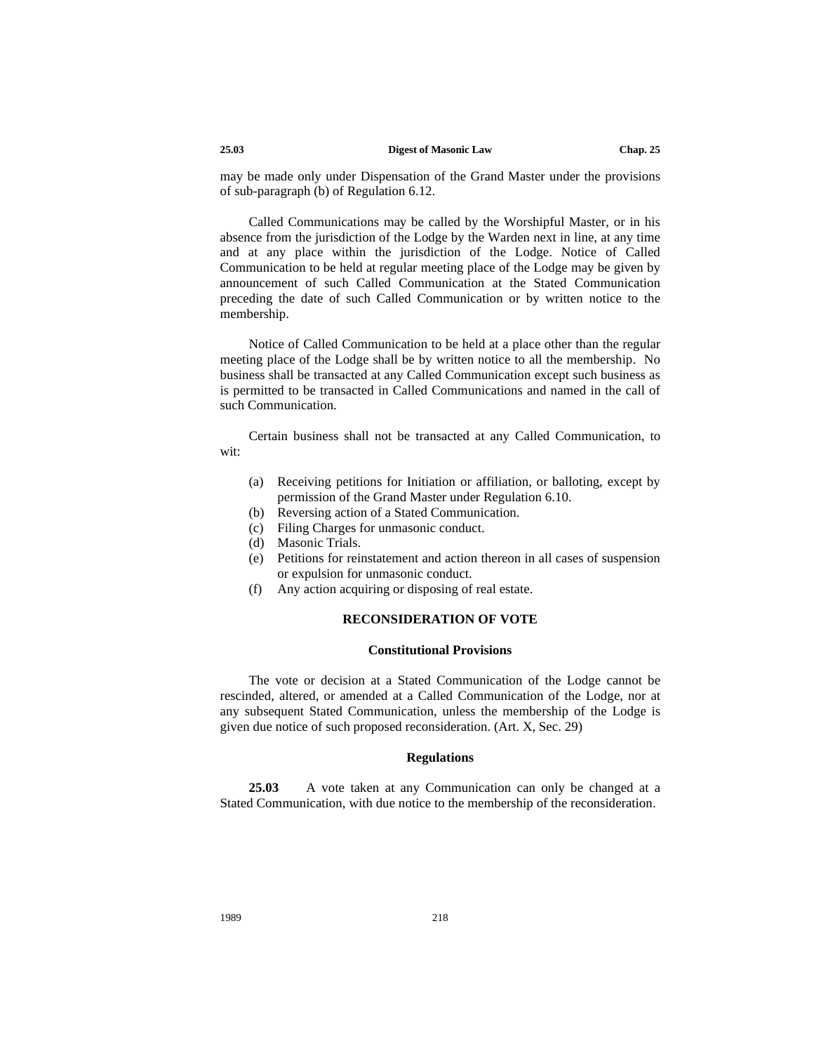may be made only under Dispensation of the Grand Master under the provisions of sub-paragraph (b) of Regulation 6.12.

Called Communications may be called by the Worshipful Master, or in his absence from the jurisdiction of the Lodge by the Warden next in line, at any time and at any place within the jurisdiction of the Lodge. Notice of Called Communication to be held at regular meeting place of the Lodge may be given by announcement of such Called Communication at the Stated Communication preceding the date of such Called Communication or by written notice to the membership.

Notice of Called Communication to be held at a place other than the regular meeting place of the Lodge shall be by written notice to all the membership. No business shall be transacted at any Called Communication except such business as is permitted to be transacted in Called Communications and named in the call of such Communication.

Certain business shall not be transacted at any Called Communication, to wit:

(a) Receiving petitions for Initiation or affiliation, or balloting, except by permission of the Grand Master under Regulation 6.10.
(b) Reversing action of a Stated Communication.
(c) Filing Charges for unmasonic conduct.
(d) Masonic Trials.
(e) Petitions for reinstatement and action thereon in all cases of suspension or expulsion for unmasonic conduct.
(f) Any action acquiring or disposing of real estate.

## RECONSIDERATION OF VOTE

### Constitutional Provisions

The vote or decision at a Stated Communication of the Lodge cannot be rescinded, altered, or amended at a Called Communication of the Lodge, nor at any subsequent Stated Communication, unless the membership of the Lodge is given due notice of such proposed reconsideration. (Art. X, Sec. 29)

### Regulations

**25.03** A vote taken at any Communication can only be changed at a Stated Communication, with due notice to the membership of the reconsideration.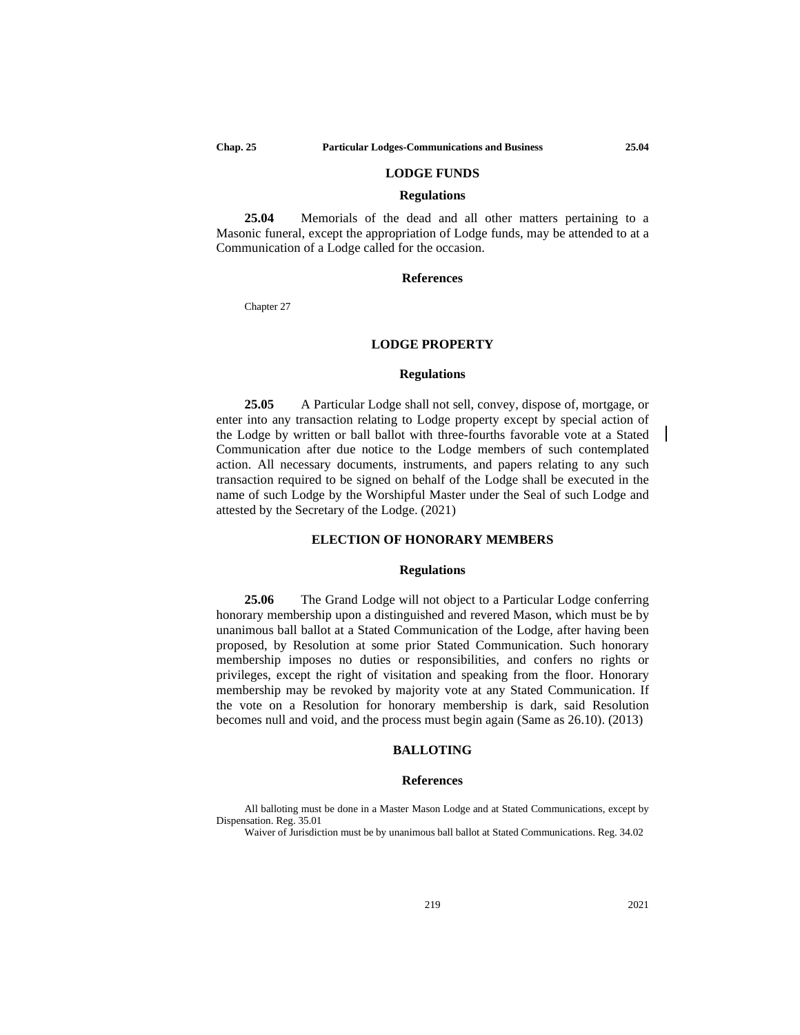## LODGE FUNDS

### Regulations

**25.04** Memorials of the dead and all other matters pertaining to a Masonic funeral, except the appropriation of Lodge funds, may be attended to at a Communication of a Lodge called for the occasion.

### References

Chapter 27

## LODGE PROPERTY

### Regulations

**25.05** A Particular Lodge shall not sell, convey, dispose of, mortgage, or enter into any transaction relating to Lodge property except by special action of the Lodge by written or ball ballot with three-fourths favorable vote at a Stated Communication after due notice to the Lodge members of such contemplated action. All necessary documents, instruments, and papers relating to any such transaction required to be signed on behalf of the Lodge shall be executed in the name of such Lodge by the Worshipful Master under the Seal of such Lodge and attested by the Secretary of the Lodge. (2021)

## ELECTION OF HONORARY MEMBERS

### Regulations

**25.06** The Grand Lodge will not object to a Particular Lodge conferring honorary membership upon a distinguished and revered Mason, which must be by unanimous ball ballot at a Stated Communication of the Lodge, after having been proposed, by Resolution at some prior Stated Communication. Such honorary membership imposes no duties or responsibilities, and confers no rights or privileges, except the right of visitation and speaking from the floor. Honorary membership may be revoked by majority vote at any Stated Communication. If the vote on a Resolution for honorary membership is dark, said Resolution becomes null and void, and the process must begin again (Same as 26.10). (2013)

## BALLOTING

### References

All balloting must be done in a Master Mason Lodge and at Stated Communications, except by Dispensation. Reg. 35.01

Waiver of Jurisdiction must be by unanimous ball ballot at Stated Communications. Reg. 34.02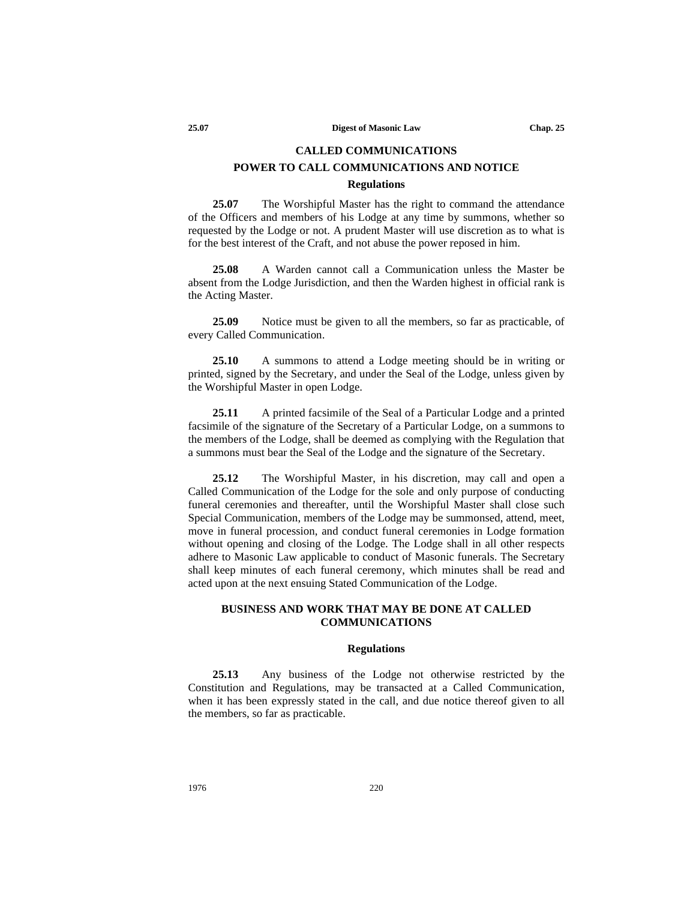## CALLED COMMUNICATIONS

### POWER TO CALL COMMUNICATIONS AND NOTICE

#### Regulations

**25.07** The Worshipful Master has the right to command the attendance of the Officers and members of his Lodge at any time by summons, whether so requested by the Lodge or not. A prudent Master will use discretion as to what is for the best interest of the Craft, and not abuse the power reposed in him.

**25.08** A Warden cannot call a Communication unless the Master be absent from the Lodge Jurisdiction, and then the Warden highest in official rank is the Acting Master.

**25.09** Notice must be given to all the members, so far as practicable, of every Called Communication.

**25.10** A summons to attend a Lodge meeting should be in writing or printed, signed by the Secretary, and under the Seal of the Lodge, unless given by the Worshipful Master in open Lodge.

**25.11** A printed facsimile of the Seal of a Particular Lodge and a printed facsimile of the signature of the Secretary of a Particular Lodge, on a summons to the members of the Lodge, shall be deemed as complying with the Regulation that a summons must bear the Seal of the Lodge and the signature of the Secretary.

**25.12** The Worshipful Master, in his discretion, may call and open a Called Communication of the Lodge for the sole and only purpose of conducting funeral ceremonies and thereafter, until the Worshipful Master shall close such Special Communication, members of the Lodge may be summonsed, attend, meet, move in funeral procession, and conduct funeral ceremonies in Lodge formation without opening and closing of the Lodge. The Lodge shall in all other respects adhere to Masonic Law applicable to conduct of Masonic funerals. The Secretary shall keep minutes of each funeral ceremony, which minutes shall be read and acted upon at the next ensuing Stated Communication of the Lodge.

### BUSINESS AND WORK THAT MAY BE DONE AT CALLED COMMUNICATIONS

#### Regulations

**25.13** Any business of the Lodge not otherwise restricted by the Constitution and Regulations, may be transacted at a Called Communication, when it has been expressly stated in the call, and due notice thereof given to all the members, so far as practicable.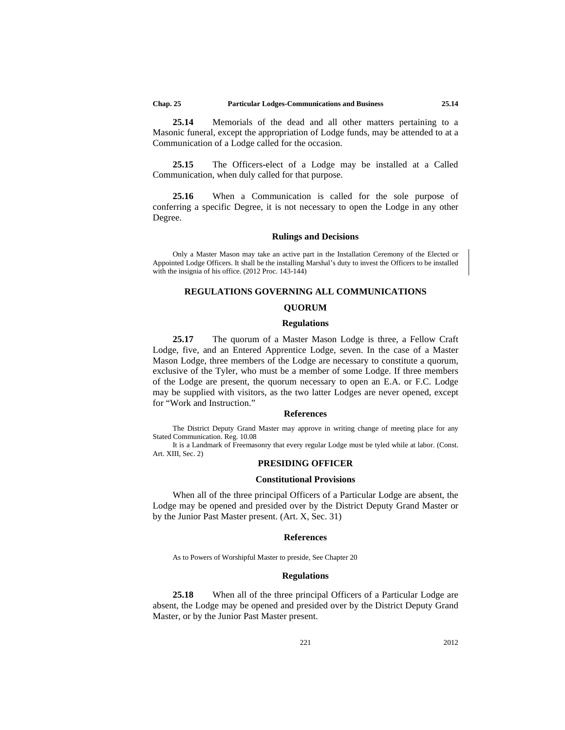**25.14** Memorials of the dead and all other matters pertaining to a Masonic funeral, except the appropriation of Lodge funds, may be attended to at a Communication of a Lodge called for the occasion.

**25.15** The Officers-elect of a Lodge may be installed at a Called Communication, when duly called for that purpose.

**25.16** When a Communication is called for the sole purpose of conferring a specific Degree, it is not necessary to open the Lodge in any other Degree.

#### Rulings and Decisions

Only a Master Mason may take an active part in the Installation Ceremony of the Elected or Appointed Lodge Officers. It shall be the installing Marshal's duty to invest the Officers to be installed with the insignia of his office. (2012 Proc. 143-144)

## REGULATIONS GOVERNING ALL COMMUNICATIONS

### QUORUM

#### Regulations

**25.17** The quorum of a Master Mason Lodge is three, a Fellow Craft Lodge, five, and an Entered Apprentice Lodge, seven. In the case of a Master Mason Lodge, three members of the Lodge are necessary to constitute a quorum, exclusive of the Tyler, who must be a member of some Lodge. If three members of the Lodge are present, the quorum necessary to open an E.A. or F.C. Lodge may be supplied with visitors, as the two latter Lodges are never opened, except for "Work and Instruction."

#### References

The District Deputy Grand Master may approve in writing change of meeting place for any Stated Communication. Reg. 10.08

It is a Landmark of Freemasonry that every regular Lodge must be tyled while at labor. (Const. Art. XIII, Sec. 2)

### PRESIDING OFFICER

#### Constitutional Provisions

When all of the three principal Officers of a Particular Lodge are absent, the Lodge may be opened and presided over by the District Deputy Grand Master or by the Junior Past Master present. (Art. X, Sec. 31)

#### References

As to Powers of Worshipful Master to preside, See Chapter 20

#### Regulations

**25.18** When all of the three principal Officers of a Particular Lodge are absent, the Lodge may be opened and presided over by the District Deputy Grand Master, or by the Junior Past Master present.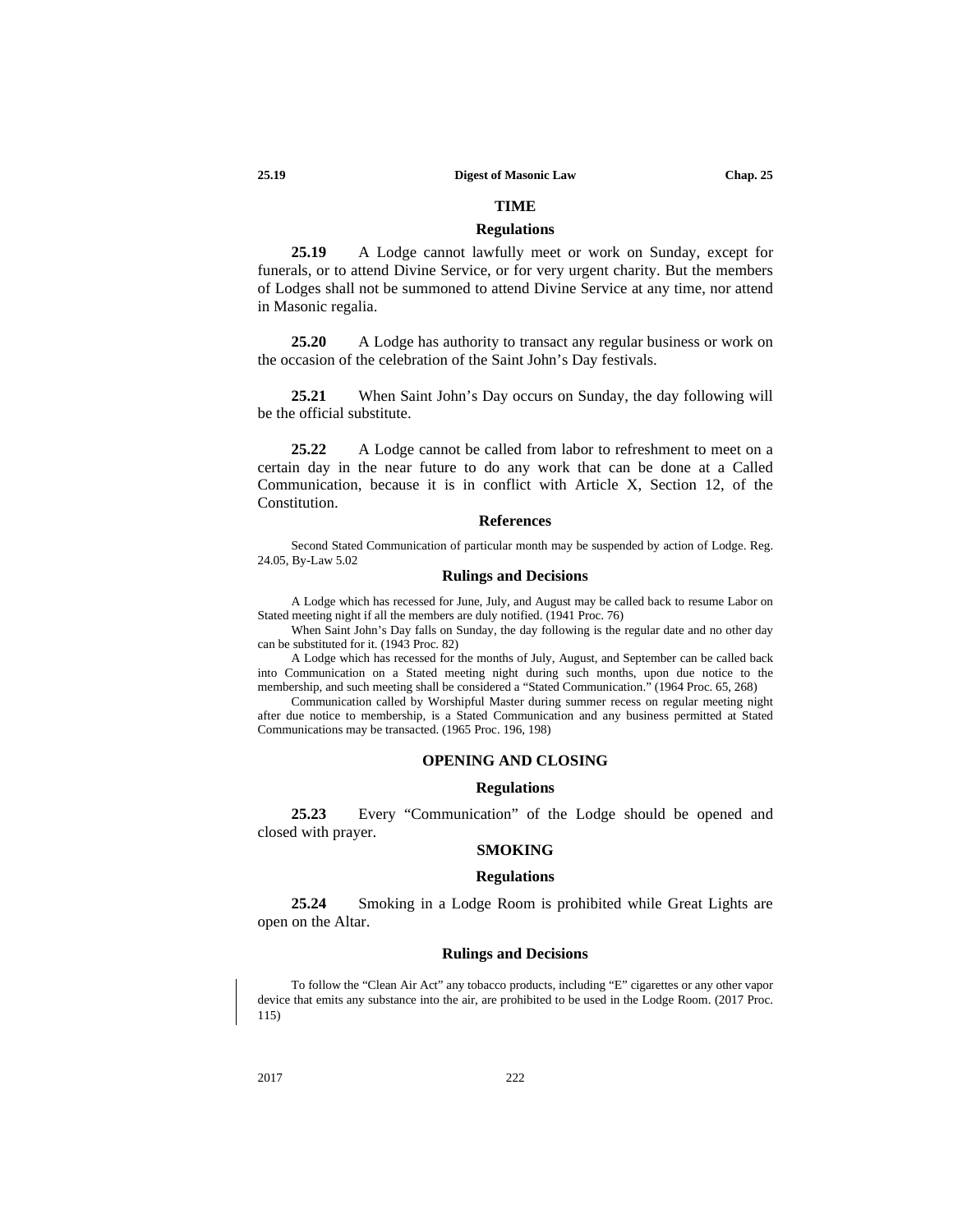## TIME

### Regulations

**25.19** A Lodge cannot lawfully meet or work on Sunday, except for funerals, or to attend Divine Service, or for very urgent charity. But the members of Lodges shall not be summoned to attend Divine Service at any time, nor attend in Masonic regalia.

**25.20** A Lodge has authority to transact any regular business or work on the occasion of the celebration of the Saint John's Day festivals.

**25.21** When Saint John's Day occurs on Sunday, the day following will be the official substitute.

**25.22** A Lodge cannot be called from labor to refreshment to meet on a certain day in the near future to do any work that can be done at a Called Communication, because it is in conflict with Article X, Section 12, of the Constitution.

### References

Second Stated Communication of particular month may be suspended by action of Lodge. Reg. 24.05, By-Law 5.02

### Rulings and Decisions

A Lodge which has recessed for June, July, and August may be called back to resume Labor on Stated meeting night if all the members are duly notified. (1941 Proc. 76)

When Saint John's Day falls on Sunday, the day following is the regular date and no other day can be substituted for it. (1943 Proc. 82)

A Lodge which has recessed for the months of July, August, and September can be called back into Communication on a Stated meeting night during such months, upon due notice to the membership, and such meeting shall be considered a "Stated Communication." (1964 Proc. 65, 268)

Communication called by Worshipful Master during summer recess on regular meeting night after due notice to membership, is a Stated Communication and any business permitted at Stated Communications may be transacted. (1965 Proc. 196, 198)

## OPENING AND CLOSING

### Regulations

**25.23** Every "Communication" of the Lodge should be opened and closed with prayer.

## SMOKING

### Regulations

**25.24** Smoking in a Lodge Room is prohibited while Great Lights are open on the Altar.

### Rulings and Decisions

To follow the "Clean Air Act" any tobacco products, including "E" cigarettes or any other vapor device that emits any substance into the air, are prohibited to be used in the Lodge Room. (2017 Proc. 115)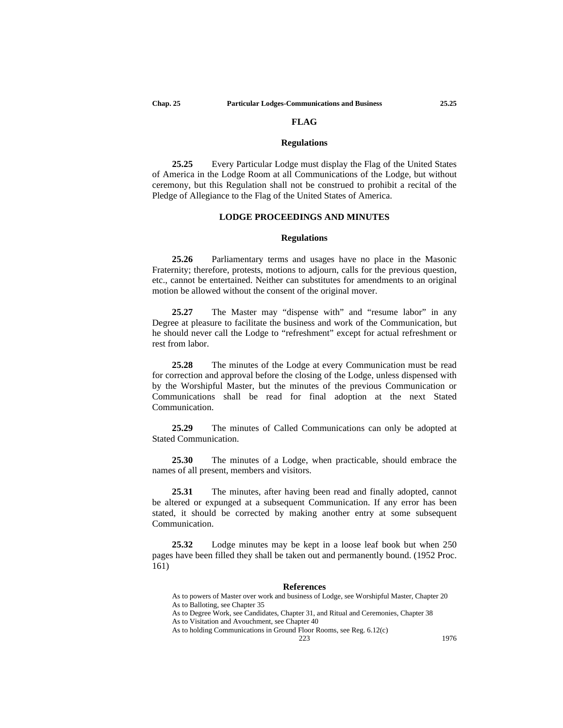## FLAG

### Regulations

**25.25** Every Particular Lodge must display the Flag of the United States of America in the Lodge Room at all Communications of the Lodge, but without ceremony, but this Regulation shall not be construed to prohibit a recital of the Pledge of Allegiance to the Flag of the United States of America.

## LODGE PROCEEDINGS AND MINUTES

### Regulations

**25.26** Parliamentary terms and usages have no place in the Masonic Fraternity; therefore, protests, motions to adjourn, calls for the previous question, etc., cannot be entertained. Neither can substitutes for amendments to an original motion be allowed without the consent of the original mover.

**25.27** The Master may "dispense with" and "resume labor" in any Degree at pleasure to facilitate the business and work of the Communication, but he should never call the Lodge to "refreshment" except for actual refreshment or rest from labor.

**25.28** The minutes of the Lodge at every Communication must be read for correction and approval before the closing of the Lodge, unless dispensed with by the Worshipful Master, but the minutes of the previous Communication or Communications shall be read for final adoption at the next Stated Communication.

**25.29** The minutes of Called Communications can only be adopted at Stated Communication.

**25.30** The minutes of a Lodge, when practicable, should embrace the names of all present, members and visitors.

**25.31** The minutes, after having been read and finally adopted, cannot be altered or expunged at a subsequent Communication. If any error has been stated, it should be corrected by making another entry at some subsequent Communication.

**25.32** Lodge minutes may be kept in a loose leaf book but when 250 pages have been filled they shall be taken out and permanently bound. (1952 Proc. 161)

### References

As to powers of Master over work and business of Lodge, see Worshipful Master, Chapter 20
As to Balloting, see Chapter 35
As to Degree Work, see Candidates, Chapter 31, and Ritual and Ceremonies, Chapter 38
As to Visitation and Avouchment, see Chapter 40
As to holding Communications in Ground Floor Rooms, see Reg. 6.12(c)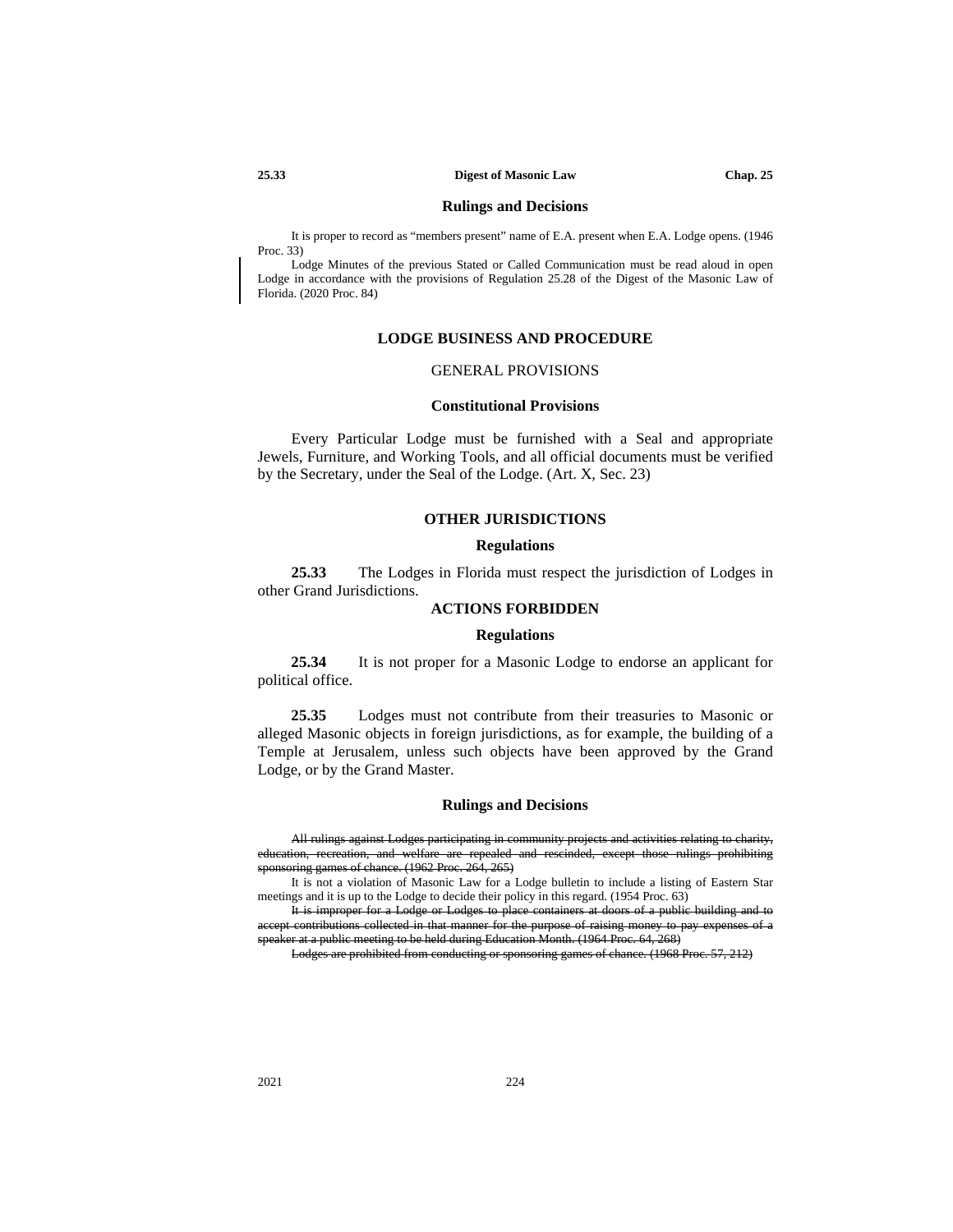### Rulings and Decisions

It is proper to record as "members present" name of E.A. present when E.A. Lodge opens. (1946 Proc. 33)

Lodge Minutes of the previous Stated or Called Communication must be read aloud in open Lodge in accordance with the provisions of Regulation 25.28 of the Digest of the Masonic Law of Florida. (2020 Proc. 84)

## LODGE BUSINESS AND PROCEDURE

### GENERAL PROVISIONS

### Constitutional Provisions

Every Particular Lodge must be furnished with a Seal and appropriate Jewels, Furniture, and Working Tools, and all official documents must be verified by the Secretary, under the Seal of the Lodge. (Art. X, Sec. 23)

## OTHER JURISDICTIONS

### Regulations

**25.33** The Lodges in Florida must respect the jurisdiction of Lodges in other Grand Jurisdictions.

## ACTIONS FORBIDDEN

### Regulations

**25.34** It is not proper for a Masonic Lodge to endorse an applicant for political office.

**25.35** Lodges must not contribute from their treasuries to Masonic or alleged Masonic objects in foreign jurisdictions, as for example, the building of a Temple at Jerusalem, unless such objects have been approved by the Grand Lodge, or by the Grand Master.

### Rulings and Decisions

~~All rulings against Lodges participating in community projects and activities relating to charity, education, recreation, and welfare are repealed and rescinded, except those rulings prohibiting sponsoring games of chance. (1962 Proc. 264, 265)~~

It is not a violation of Masonic Law for a Lodge bulletin to include a listing of Eastern Star meetings and it is up to the Lodge to decide their policy in this regard. (1954 Proc. 63)

~~It is improper for a Lodge or Lodges to place containers at doors of a public building and to accept contributions collected in that manner for the purpose of raising money to pay expenses of a speaker at a public meeting to be held during Education Month. (1964 Proc. 64, 268)~~

~~Lodges are prohibited from conducting or sponsoring games of chance. (1968 Proc. 57, 212)~~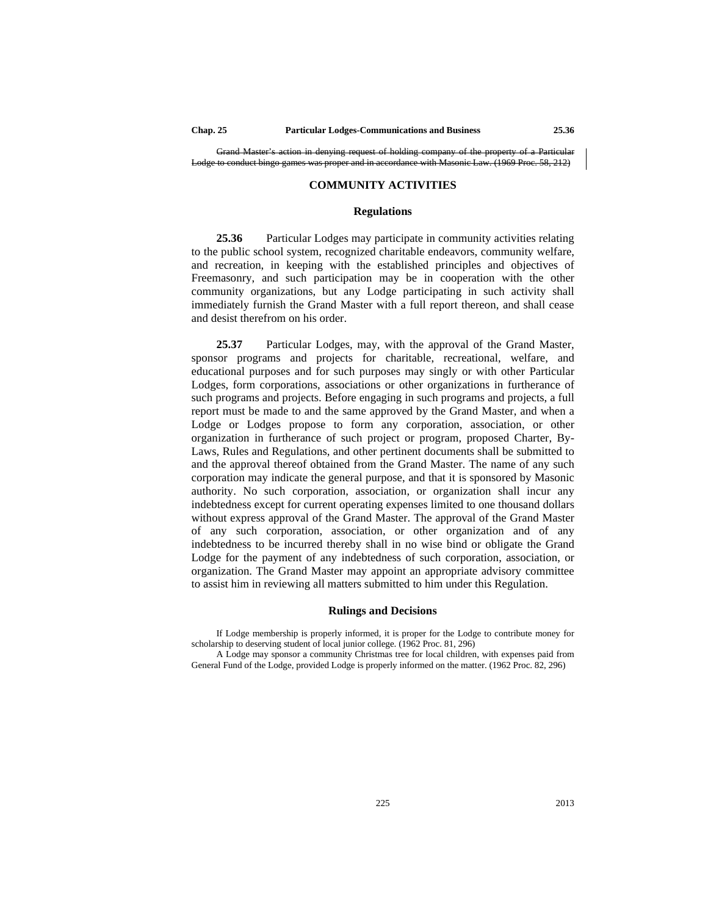~~Grand Master's action in denying request of holding company of the property of a Particular Lodge to conduct bingo games was proper and in accordance with Masonic Law. (1969 Proc. 58, 212)~~

## COMMUNITY ACTIVITIES

### Regulations

**25.36** Particular Lodges may participate in community activities relating to the public school system, recognized charitable endeavors, community welfare, and recreation, in keeping with the established principles and objectives of Freemasonry, and such participation may be in cooperation with the other community organizations, but any Lodge participating in such activity shall immediately furnish the Grand Master with a full report thereon, and shall cease and desist therefrom on his order.

**25.37** Particular Lodges, may, with the approval of the Grand Master, sponsor programs and projects for charitable, recreational, welfare, and educational purposes and for such purposes may singly or with other Particular Lodges, form corporations, associations or other organizations in furtherance of such programs and projects. Before engaging in such programs and projects, a full report must be made to and the same approved by the Grand Master, and when a Lodge or Lodges propose to form any corporation, association, or other organization in furtherance of such project or program, proposed Charter, By-Laws, Rules and Regulations, and other pertinent documents shall be submitted to and the approval thereof obtained from the Grand Master. The name of any such corporation may indicate the general purpose, and that it is sponsored by Masonic authority. No such corporation, association, or organization shall incur any indebtedness except for current operating expenses limited to one thousand dollars without express approval of the Grand Master. The approval of the Grand Master of any such corporation, association, or other organization and of any indebtedness to be incurred thereby shall in no wise bind or obligate the Grand Lodge for the payment of any indebtedness of such corporation, association, or organization. The Grand Master may appoint an appropriate advisory committee to assist him in reviewing all matters submitted to him under this Regulation.

### Rulings and Decisions

If Lodge membership is properly informed, it is proper for the Lodge to contribute money for scholarship to deserving student of local junior college. (1962 Proc. 81, 296)

A Lodge may sponsor a community Christmas tree for local children, with expenses paid from General Fund of the Lodge, provided Lodge is properly informed on the matter. (1962 Proc. 82, 296)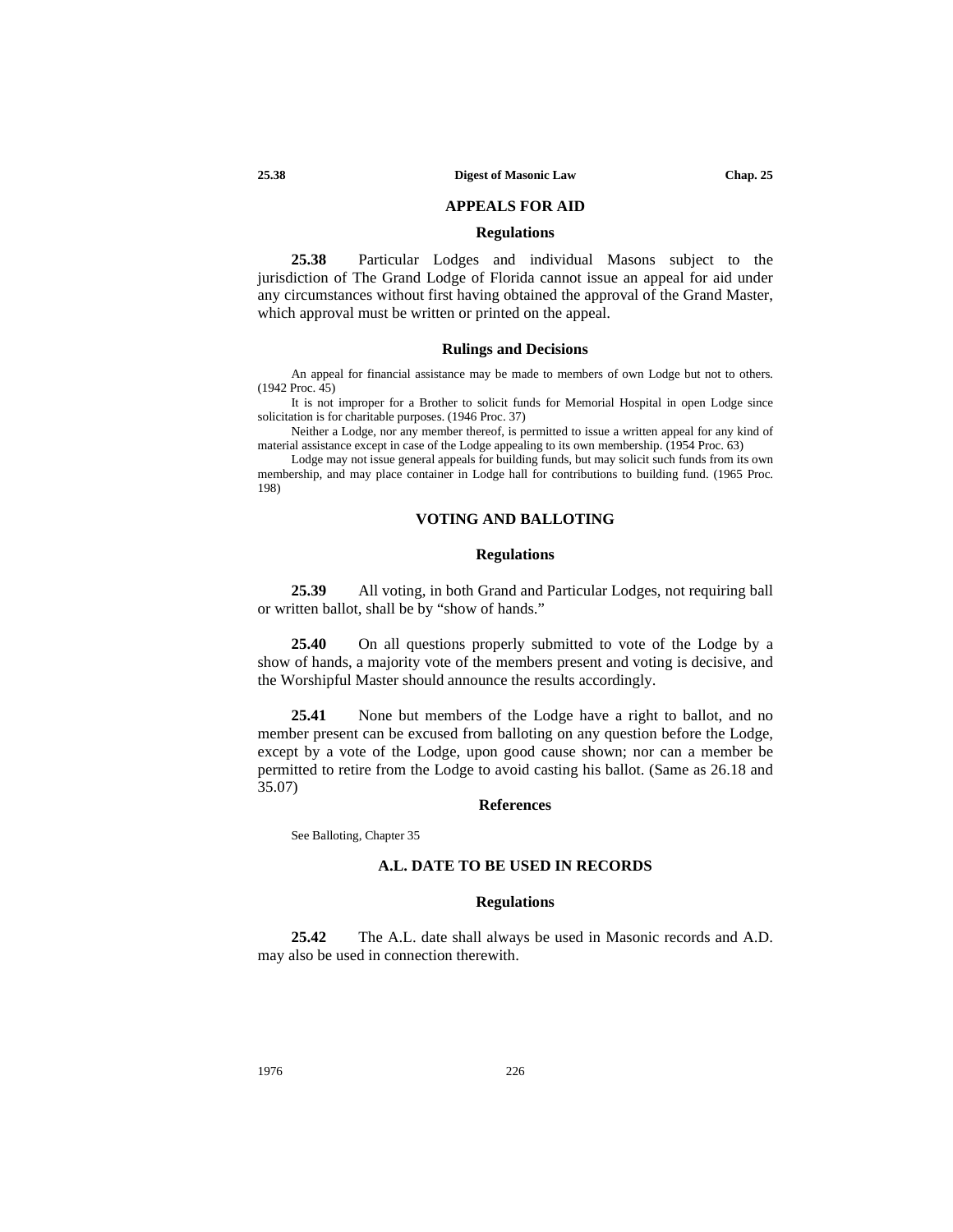## APPEALS FOR AID

### Regulations

**25.38** Particular Lodges and individual Masons subject to the jurisdiction of The Grand Lodge of Florida cannot issue an appeal for aid under any circumstances without first having obtained the approval of the Grand Master, which approval must be written or printed on the appeal.

### Rulings and Decisions

An appeal for financial assistance may be made to members of own Lodge but not to others. (1942 Proc. 45)

It is not improper for a Brother to solicit funds for Memorial Hospital in open Lodge since solicitation is for charitable purposes. (1946 Proc. 37)

Neither a Lodge, nor any member thereof, is permitted to issue a written appeal for any kind of material assistance except in case of the Lodge appealing to its own membership. (1954 Proc. 63)

Lodge may not issue general appeals for building funds, but may solicit such funds from its own membership, and may place container in Lodge hall for contributions to building fund. (1965 Proc. 198)

## VOTING AND BALLOTING

### Regulations

**25.39** All voting, in both Grand and Particular Lodges, not requiring ball or written ballot, shall be by "show of hands."

**25.40** On all questions properly submitted to vote of the Lodge by a show of hands, a majority vote of the members present and voting is decisive, and the Worshipful Master should announce the results accordingly.

**25.41** None but members of the Lodge have a right to ballot, and no member present can be excused from balloting on any question before the Lodge, except by a vote of the Lodge, upon good cause shown; nor can a member be permitted to retire from the Lodge to avoid casting his ballot. (Same as 26.18 and 35.07)

### References

See Balloting, Chapter 35

## A.L. DATE TO BE USED IN RECORDS

### Regulations

**25.42** The A.L. date shall always be used in Masonic records and A.D. may also be used in connection therewith.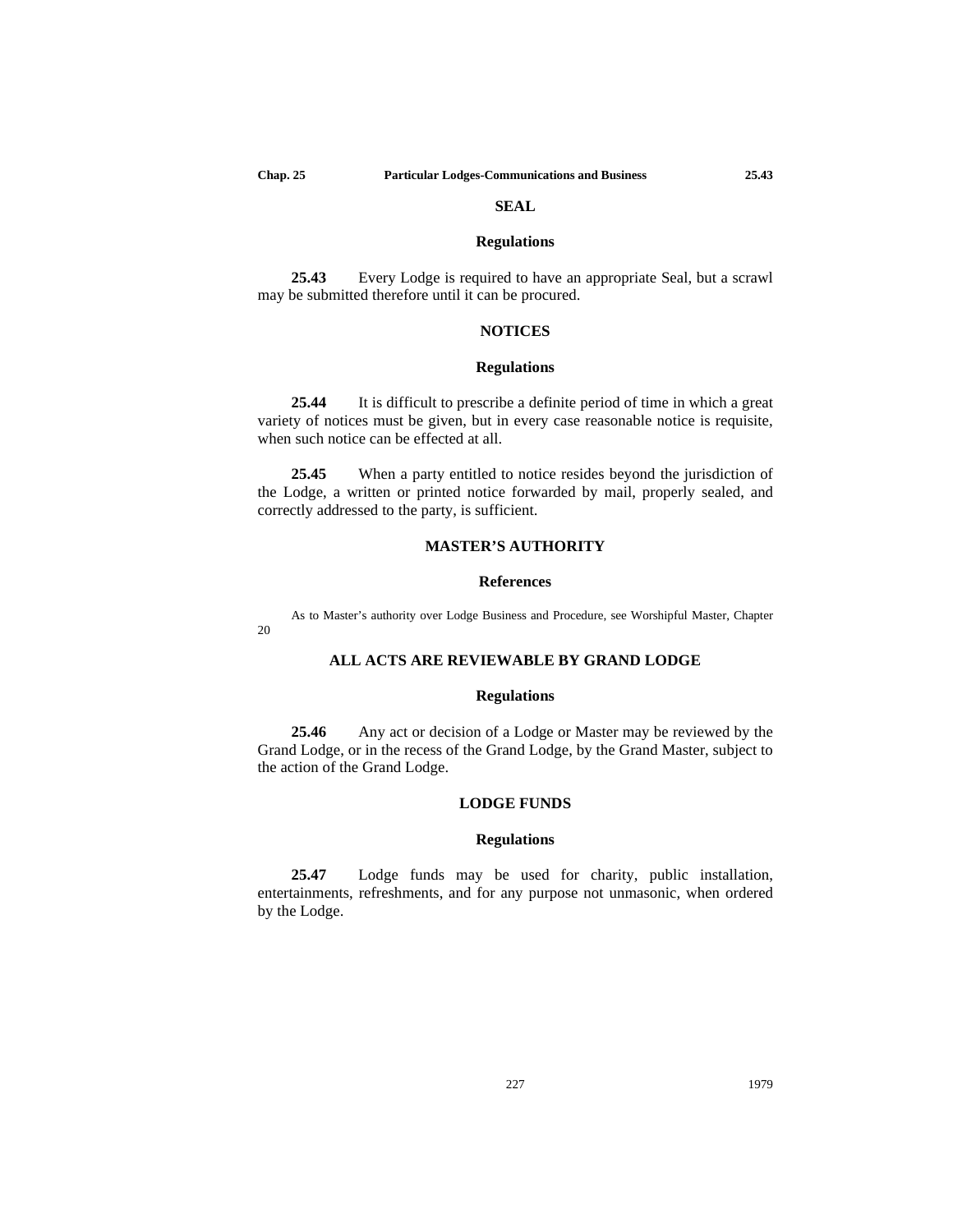## SEAL

### Regulations

**25.43** Every Lodge is required to have an appropriate Seal, but a scrawl may be submitted therefore until it can be procured.

## NOTICES

### Regulations

**25.44** It is difficult to prescribe a definite period of time in which a great variety of notices must be given, but in every case reasonable notice is requisite, when such notice can be effected at all.

**25.45** When a party entitled to notice resides beyond the jurisdiction of the Lodge, a written or printed notice forwarded by mail, properly sealed, and correctly addressed to the party, is sufficient.

## MASTER'S AUTHORITY

### References

As to Master's authority over Lodge Business and Procedure, see Worshipful Master, Chapter 20

## ALL ACTS ARE REVIEWABLE BY GRAND LODGE

### Regulations

**25.46** Any act or decision of a Lodge or Master may be reviewed by the Grand Lodge, or in the recess of the Grand Lodge, by the Grand Master, subject to the action of the Grand Lodge.

## LODGE FUNDS

### Regulations

**25.47** Lodge funds may be used for charity, public installation, entertainments, refreshments, and for any purpose not unmasonic, when ordered by the Lodge.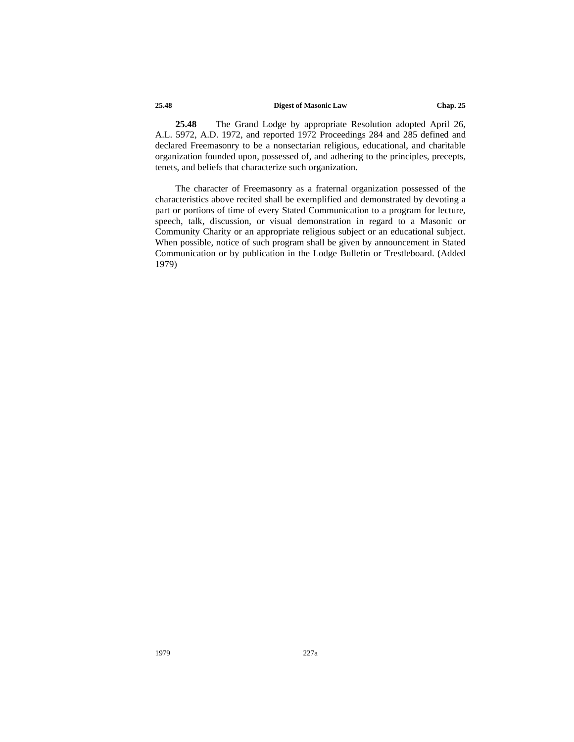**25.48** The Grand Lodge by appropriate Resolution adopted April 26, A.L. 5972, A.D. 1972, and reported 1972 Proceedings 284 and 285 defined and declared Freemasonry to be a nonsectarian religious, educational, and charitable organization founded upon, possessed of, and adhering to the principles, precepts, tenets, and beliefs that characterize such organization.

The character of Freemasonry as a fraternal organization possessed of the characteristics above recited shall be exemplified and demonstrated by devoting a part or portions of time of every Stated Communication to a program for lecture, speech, talk, discussion, or visual demonstration in regard to a Masonic or Community Charity or an appropriate religious subject or an educational subject. When possible, notice of such program shall be given by announcement in Stated Communication or by publication in the Lodge Bulletin or Trestleboard. (Added 1979)